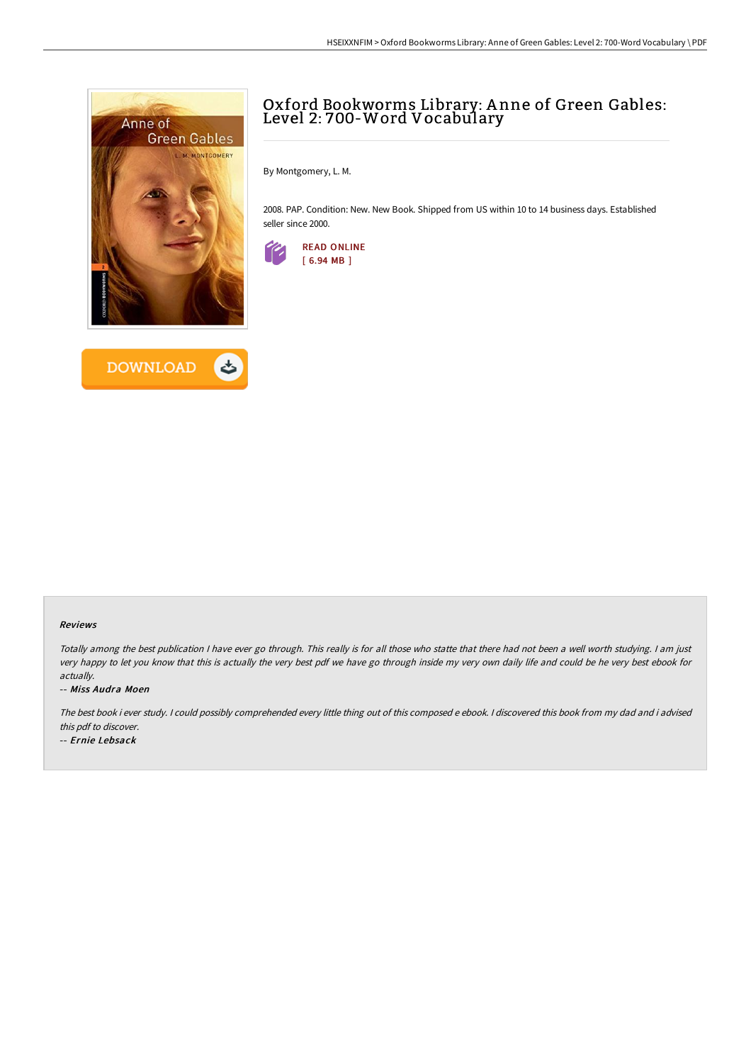# Oxford Bookworms Library: Anne of Green Gables: Level 2: 700-Word Vocabulary

By Montgomery, L. M.

2008. PAP. Condition: New. New Book. Shipped from US within 10 to 14 business days. Established seller since 2000.

READ ONLINE
[ 6.94 MB ]

DOWNLOAD

### Reviews

*Totally among the best publication I have ever go through. This really is for all those who statte that there had not been a well worth studying. I am just very happy to let you know that this is actually the very best pdf we have go through inside my very own daily life and could be he very best ebook for actually.*

-- *Miss Audra Moen*

*The best book i ever study. I could possibly comprehended every little thing out of this composed e ebook. I discovered this book from my dad and i advised this pdf to discover.*

-- *Ernie Lebsack*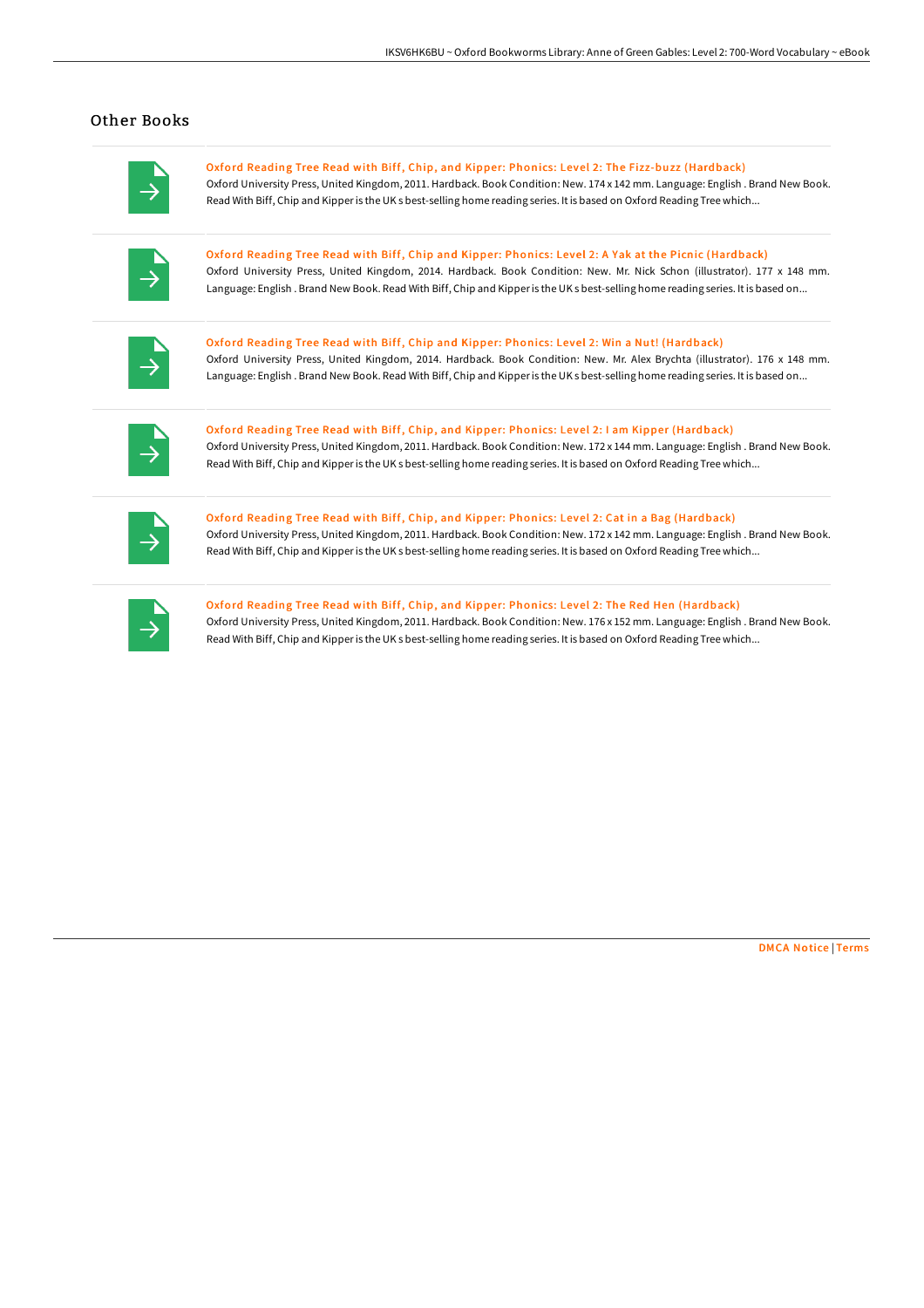## Other Books

**Oxford Reading Tree Read with Biff, Chip, and Kipper: Phonics: Level 2: The Fizz-buzz (Hardback)**
Oxford University Press, United Kingdom, 2011. Hardback. Book Condition: New. 174 x 142 mm. Language: English . Brand New Book. Read With Biff, Chip and Kipper is the UK s best-selling home reading series. It is based on Oxford Reading Tree which...

**Oxford Reading Tree Read with Biff, Chip and Kipper: Phonics: Level 2: A Yak at the Picnic (Hardback)**
Oxford University Press, United Kingdom, 2014. Hardback. Book Condition: New. Mr. Nick Schon (illustrator). 177 x 148 mm. Language: English . Brand New Book. Read With Biff, Chip and Kipper is the UK s best-selling home reading series. It is based on...

**Oxford Reading Tree Read with Biff, Chip and Kipper: Phonics: Level 2: Win a Nut! (Hardback)**
Oxford University Press, United Kingdom, 2014. Hardback. Book Condition: New. Mr. Alex Brychta (illustrator). 176 x 148 mm. Language: English . Brand New Book. Read With Biff, Chip and Kipper is the UK s best-selling home reading series. It is based on...

**Oxford Reading Tree Read with Biff, Chip, and Kipper: Phonics: Level 2: I am Kipper (Hardback)**
Oxford University Press, United Kingdom, 2011. Hardback. Book Condition: New. 172 x 144 mm. Language: English . Brand New Book. Read With Biff, Chip and Kipper is the UK s best-selling home reading series. It is based on Oxford Reading Tree which...

**Oxford Reading Tree Read with Biff, Chip, and Kipper: Phonics: Level 2: Cat in a Bag (Hardback)**
Oxford University Press, United Kingdom, 2011. Hardback. Book Condition: New. 172 x 142 mm. Language: English . Brand New Book. Read With Biff, Chip and Kipper is the UK s best-selling home reading series. It is based on Oxford Reading Tree which...

**Oxford Reading Tree Read with Biff, Chip, and Kipper: Phonics: Level 2: The Red Hen (Hardback)**
Oxford University Press, United Kingdom, 2011. Hardback. Book Condition: New. 176 x 152 mm. Language: English . Brand New Book. Read With Biff, Chip and Kipper is the UK s best-selling home reading series. It is based on Oxford Reading Tree which...